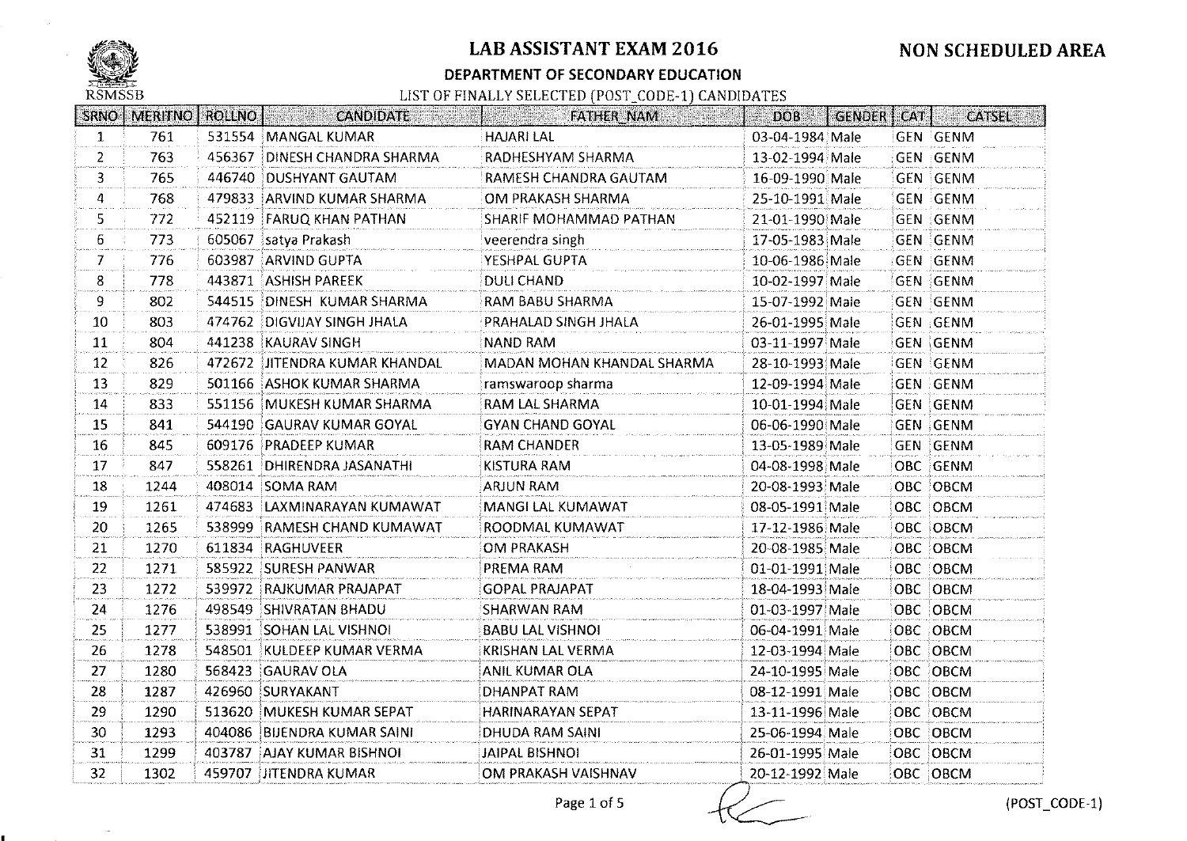# LAB ASSISTANT EXAM 2016

**NON SCHEDULED AREA**

RSMSSB

## DEPARTMENT OF SECONDARY EDUCATION

LIST OF FINALLY SELECTED (POST_CODE-1) CANDIDATES

| SRNO | MERITNO | ROLLNO | CANDIDATE | FATHER_NAM | DOB | GENDER | CAT | CATSEL |
|---|---|---|---|---|---|---|---|---|
| 1 | 761 | 531554 | MANGAL KUMAR | HAJARI LAL | 03-04-1984 | Male | GEN | GENM |
| 2 | 763 | 456367 | DINESH CHANDRA SHARMA | RADHESHYAM SHARMA | 13-02-1994 | Male | GEN | GENM |
| 3 | 765 | 446740 | DUSHYANT GAUTAM | RAMESH CHANDRA GAUTAM | 16-09-1990 | Male | GEN | GENM |
| 4 | 768 | 479833 | ARVIND KUMAR SHARMA | OM PRAKASH SHARMA | 25-10-1991 | Male | GEN | GENM |
| 5 | 772 | 452119 | FARUQ KHAN PATHAN | SHARIF MOHAMMAD PATHAN | 21-01-1990 | Male | GEN | GENM |
| 6 | 773 | 605067 | satya Prakash | veerendra singh | 17-05-1983 | Male | GEN | GENM |
| 7 | 776 | 603987 | ARVIND GUPTA | YESHPAL GUPTA | 10-06-1986 | Male | GEN | GENM |
| 8 | 778 | 443871 | ASHISH PAREEK | DULI CHAND | 10-02-1997 | Male | GEN | GENM |
| 9 | 802 | 544515 | DINESH KUMAR SHARMA | RAM BABU SHARMA | 15-07-1992 | Male | GEN | GENM |
| 10 | 803 | 474762 | DIGVIJAY SINGH JHALA | PRAHALAD SINGH JHALA | 26-01-1995 | Male | GEN | GENM |
| 11 | 804 | 441238 | KAURAV SINGH | NAND RAM | 03-11-1997 | Male | GEN | GENM |
| 12 | 826 | 472672 | JITENDRA KUMAR KHANDAL | MADAN MOHAN KHANDAL SHARMA | 28-10-1993 | Male | GEN | GENM |
| 13 | 829 | 501166 | ASHOK KUMAR SHARMA | ramswaroop sharma | 12-09-1994 | Male | GEN | GENM |
| 14 | 833 | 551156 | MUKESH KUMAR SHARMA | RAM LAL SHARMA | 10-01-1994 | Male | GEN | GENM |
| 15 | 841 | 544190 | GAURAV KUMAR GOYAL | GYAN CHAND GOYAL | 06-06-1990 | Male | GEN | GENM |
| 16 | 845 | 609176 | PRADEEP KUMAR | RAM CHANDER | 13-05-1989 | Male | GEN | GENM |
| 17 | 847 | 558261 | DHIRENDRA JASANATHI | KISTURA RAM | 04-08-1998 | Male | OBC | GENM |
| 18 | 1244 | 408014 | SOMA RAM | ARJUN RAM | 20-08-1993 | Male | OBC | OBCM |
| 19 | 1261 | 474683 | LAXMINARAYAN KUMAWAT | MANGI LAL KUMAWAT | 08-05-1991 | Male | OBC | OBCM |
| 20 | 1265 | 538999 | RAMESH CHAND KUMAWAT | ROODMAL KUMAWAT | 17-12-1986 | Male | OBC | OBCM |
| 21 | 1270 | 611834 | RAGHUVEER | OM PRAKASH | 20-08-1985 | Male | OBC | OBCM |
| 22 | 1271 | 585922 | SURESH PANWAR | PREMA RAM | 01-01-1991 | Male | OBC | OBCM |
| 23 | 1272 | 539972 | RAJKUMAR PRAJAPAT | GOPAL PRAJAPAT | 18-04-1993 | Male | OBC | OBCM |
| 24 | 1276 | 498549 | SHIVRATAN BHADU | SHARWAN RAM | 01-03-1997 | Male | OBC | OBCM |
| 25 | 1277 | 538991 | SOHAN LAL VISHNOI | BABU LAL VISHNOI | 06-04-1991 | Male | OBC | OBCM |
| 26 | 1278 | 548501 | KULDEEP KUMAR VERMA | KRISHAN LAL VERMA | 12-03-1994 | Male | OBC | OBCM |
| 27 | 1280 | 568423 | GAURAV OLA | ANIL KUMAR OLA | 24-10-1995 | Male | OBC | OBCM |
| 28 | 1287 | 426960 | SURYAKANT | DHANPAT RAM | 08-12-1991 | Male | OBC | OBCM |
| 29 | 1290 | 513620 | MUKESH KUMAR SEPAT | HARINARAYAN SEPAT | 13-11-1996 | Male | OBC | OBCM |
| 30 | 1293 | 404086 | BIJENDRA KUMAR SAINI | DHUDA RAM SAINI | 25-06-1994 | Male | OBC | OBCM |
| 31 | 1299 | 403787 | AJAY KUMAR BISHNOI | JAIPAL BISHNOI | 26-01-1995 | Male | OBC | OBCM |
| 32 | 1302 | 459707 | JITENDRA KUMAR | OM PRAKASH VAISHNAV | 20-12-1992 | Male | OBC | OBCM |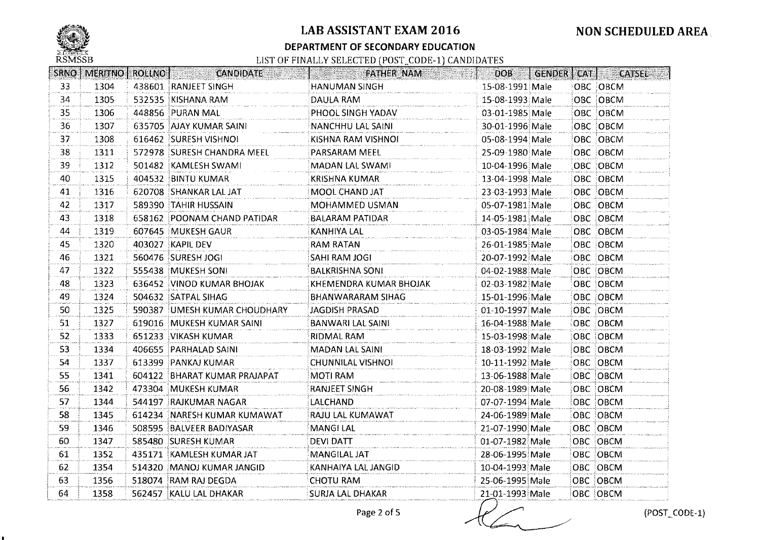# LAB ASSISTANT EXAM 2016

**NON SCHEDULED AREA**

RSMSSB

**DEPARTMENT OF SECONDARY EDUCATION**

LIST OF FINALLY SELECTED (POST_CODE-1) CANDIDATES

| SRNO | MERITNO | ROLLNO | CANDIDATE | FATHER_NAM | DOB | GENDER | CAT | CATSEL |
|---|---|---|---|---|---|---|---|---|
| 33 | 1304 | 438601 | RANJEET SINGH | HANUMAN SINGH | 15-08-1991 | Male | OBC | OBCM |
| 34 | 1305 | 532535 | KISHANA RAM | DAULA RAM | 15-08-1993 | Male | OBC | OBCM |
| 35 | 1306 | 448856 | PURAN MAL | PHOOL SINGH YADAV | 03-01-1985 | Male | OBC | OBCM |
| 36 | 1307 | 635705 | AJAY KUMAR SAINI | NANCHHU LAL SAINI | 30-01-1996 | Male | OBC | OBCM |
| 37 | 1308 | 616462 | SURESH VISHNOI | KISHNA RAM VISHNOI | 05-08-1994 | Male | OBC | OBCM |
| 38 | 1311 | 572978 | SURESH CHANDRA MEEL | PARSARAM MEEL | 25-09-1980 | Male | OBC | OBCM |
| 39 | 1312 | 501482 | KAMLESH SWAMI | MADAN LAL SWAMI | 10-04-1996 | Male | OBC | OBCM |
| 40 | 1315 | 404532 | BINTU KUMAR | KRISHNA KUMAR | 13-04-1998 | Male | OBC | OBCM |
| 41 | 1316 | 620708 | SHANKAR LAL JAT | MOOL CHAND JAT | 23-03-1993 | Male | OBC | OBCM |
| 42 | 1317 | 589390 | TAHIR HUSSAIN | MOHAMMED USMAN | 05-07-1981 | Male | OBC | OBCM |
| 43 | 1318 | 658162 | POONAM CHAND PATIDAR | BALARAM PATIDAR | 14-05-1981 | Male | OBC | OBCM |
| 44 | 1319 | 607645 | MUKESH GAUR | KANHIYA LAL | 03-05-1984 | Male | OBC | OBCM |
| 45 | 1320 | 403027 | KAPIL DEV | RAM RATAN | 26-01-1985 | Male | OBC | OBCM |
| 46 | 1321 | 560476 | SURESH JOGI | SAHI RAM JOGI | 20-07-1992 | Male | OBC | OBCM |
| 47 | 1322 | 555438 | MUKESH SONI | BALKRISHNA SONI | 04-02-1988 | Male | OBC | OBCM |
| 48 | 1323 | 636452 | VINOD KUMAR BHOJAK | KHEMENDRA KUMAR BHOJAK | 02-03-1982 | Male | OBC | OBCM |
| 49 | 1324 | 504632 | SATPAL SIHAG | BHANWARARAM SIHAG | 15-01-1996 | Male | OBC | OBCM |
| 50 | 1325 | 590387 | UMESH KUMAR CHOUDHARY | JAGDISH PRASAD | 01-10-1997 | Male | OBC | OBCM |
| 51 | 1327 | 619016 | MUKESH KUMAR SAINI | BANWARI LAL SAINI | 16-04-1988 | Male | OBC | OBCM |
| 52 | 1333 | 651233 | VIKASH KUMAR | RIDMAL RAM | 15-03-1998 | Male | OBC | OBCM |
| 53 | 1334 | 406655 | PARHALAD SAINI | MADAN LAL SAINI | 18-03-1992 | Male | OBC | OBCM |
| 54 | 1337 | 613399 | PANKAJ KUMAR | CHUNNILAL VISHNOI | 10-11-1992 | Male | OBC | OBCM |
| 55 | 1341 | 604122 | BHARAT KUMAR PRAJAPAT | MOTI RAM | 13-06-1988 | Male | OBC | OBCM |
| 56 | 1342 | 473304 | MUKESH KUMAR | RANJEET SINGH | 20-08-1989 | Male | OBC | OBCM |
| 57 | 1344 | 544197 | RAJKUMAR NAGAR | LALCHAND | 07-07-1994 | Male | OBC | OBCM |
| 58 | 1345 | 614234 | NARESH KUMAR KUMAWAT | RAJU LAL KUMAWAT | 24-06-1989 | Male | OBC | OBCM |
| 59 | 1346 | 508595 | BALVEER BADIYASAR | MANGI LAL | 21-07-1990 | Male | OBC | OBCM |
| 60 | 1347 | 585480 | SURESH KUMAR | DEVI DATT | 01-07-1982 | Male | OBC | OBCM |
| 61 | 1352 | 435171 | KAMLESH KUMAR JAT | MANGILAL JAT | 28-06-1995 | Male | OBC | OBCM |
| 62 | 1354 | 514320 | MANOJ KUMAR JANGID | KANHAIYA LAL JANGID | 10-04-1993 | Male | OBC | OBCM |
| 63 | 1356 | 518074 | RAM RAJ DEGDA | CHOTU RAM | 25-06-1995 | Male | OBC | OBCM |
| 64 | 1358 | 562457 | KALU LAL DHAKAR | SURJA LAL DHAKAR | 21-01-1993 | Male | OBC | OBCM |

(POST_CODE-1)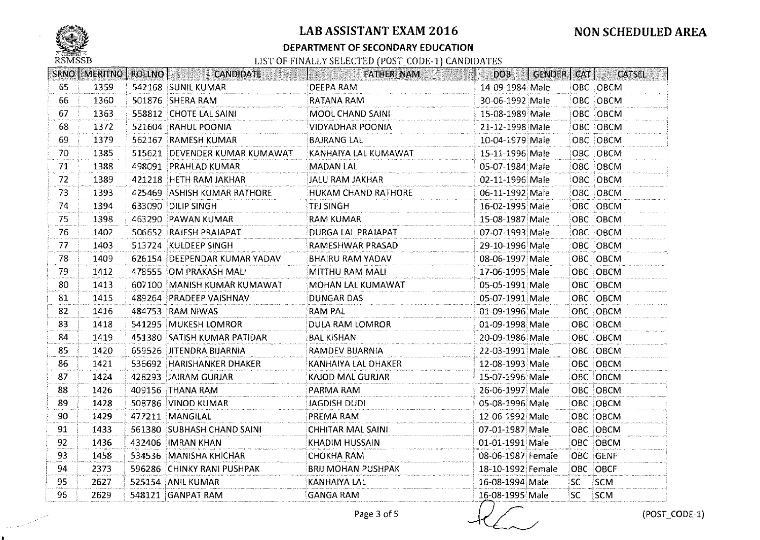# LAB ASSISTANT EXAM 2016

**NON SCHEDULED AREA**

RSMSSB

## DEPARTMENT OF SECONDARY EDUCATION

LIST OF FINALLY SELECTED (POST_CODE-1) CANDIDATES

| SRNO | MERITNO | ROLLNO | CANDIDATE | FATHER_NAM | DOB | GENDER | CAT | CATSEL |
|---|---|---|---|---|---|---|---|---|
| 65 | 1359 | 542168 | SUNIL KUMAR | DEEPA RAM | 14-09-1984 | Male | OBC | OBCM |
| 66 | 1360 | 501876 | SHERA RAM | RATANA RAM | 30-06-1992 | Male | OBC | OBCM |
| 67 | 1363 | 558812 | CHOTE LAL SAINI | MOOL CHAND SAINI | 15-08-1989 | Male | OBC | OBCM |
| 68 | 1372 | 521604 | RAHUL POONIA | VIDYADHAR POONIA | 21-12-1998 | Male | OBC | OBCM |
| 69 | 1379 | 562167 | RAMESH KUMAR | BAJRANG LAL | 10-04-1979 | Male | OBC | OBCM |
| 70 | 1385 | 515621 | DEVENDER KUMAR KUMAWAT | KANHAIYA LAL KUMAWAT | 15-11-1996 | Male | OBC | OBCM |
| 71 | 1388 | 498091 | PRAHLAD KUMAR | MADAN LAL | 05-07-1984 | Male | OBC | OBCM |
| 72 | 1389 | 421218 | HETH RAM JAKHAR | JALU RAM JAKHAR | 02-11-1996 | Male | OBC | OBCM |
| 73 | 1393 | 425469 | ASHISH KUMAR RATHORE | HUKAM CHAND RATHORE | 06-11-1992 | Male | OBC | OBCM |
| 74 | 1394 | 633090 | DILIP SINGH | TEJ SINGH | 16-02-1995 | Male | OBC | OBCM |
| 75 | 1398 | 463290 | PAWAN KUMAR | RAM KUMAR | 15-08-1987 | Male | OBC | OBCM |
| 76 | 1402 | 506652 | RAJESH PRAJAPAT | DURGA LAL PRAJAPAT | 07-07-1993 | Male | OBC | OBCM |
| 77 | 1403 | 513724 | KULDEEP SINGH | RAMESHWAR PRASAD | 29-10-1996 | Male | OBC | OBCM |
| 78 | 1409 | 626154 | DEEPENDAR KUMAR YADAV | BHAIRU RAM YADAV | 08-06-1997 | Male | OBC | OBCM |
| 79 | 1412 | 478555 | OM PRAKASH MALI | MITTHU RAM MALI | 17-06-1995 | Male | OBC | OBCM |
| 80 | 1413 | 607100 | MANISH KUMAR KUMAWAT | MOHAN LAL KUMAWAT | 05-05-1991 | Male | OBC | OBCM |
| 81 | 1415 | 489264 | PRADEEP VAISHNAV | DUNGAR DAS | 05-07-1991 | Male | OBC | OBCM |
| 82 | 1416 | 484753 | RAM NIWAS | RAM PAL | 01-09-1996 | Male | OBC | OBCM |
| 83 | 1418 | 541295 | MUKESH LOMROR | DULA RAM LOMROR | 01-09-1998 | Male | OBC | OBCM |
| 84 | 1419 | 451380 | SATISH KUMAR PATIDAR | BAL KISHAN | 20-09-1986 | Male | OBC | OBCM |
| 85 | 1420 | 659526 | JITENDRA BIJARNIA | RAMDEV BIJARNIA | 22-03-1991 | Male | OBC | OBCM |
| 86 | 1421 | 536692 | HARISHANKER DHAKER | KANHAIYA LAL DHAKER | 12-08-1993 | Male | OBC | OBCM |
| 87 | 1424 | 428293 | JAIRAM GURJAR | KAJOD MAL GURJAR | 15-07-1996 | Male | OBC | OBCM |
| 88 | 1426 | 409156 | THANA RAM | PARMA RAM | 26-06-1997 | Male | OBC | OBCM |
| 89 | 1428 | 508786 | VINOD KUMAR | JAGDISH DUDI | 05-08-1996 | Male | OBC | OBCM |
| 90 | 1429 | 477211 | MANGILAL | PREMA RAM | 12-06-1992 | Male | OBC | OBCM |
| 91 | 1433 | 561380 | SUBHASH CHAND SAINI | CHHITAR MAL SAINI | 07-01-1987 | Male | OBC | OBCM |
| 92 | 1436 | 432406 | IMRAN KHAN | KHADIM HUSSAIN | 01-01-1991 | Male | OBC | OBCM |
| 93 | 1458 | 534536 | MANISHA KHICHAR | CHOKHA RAM | 08-06-1987 | Female | OBC | GENF |
| 94 | 2373 | 596286 | CHINKY RANI PUSHPAK | BRIJ MOHAN PUSHPAK | 18-10-1992 | Female | OBC | OBCF |
| 95 | 2627 | 525154 | ANIL KUMAR | KANHAIYA LAL | 16-08-1994 | Male | SC | SCM |
| 96 | 2629 | 548121 | GANPAT RAM | GANGA RAM | 16-08-1995 | Male | SC | SCM |

(POST_CODE-1)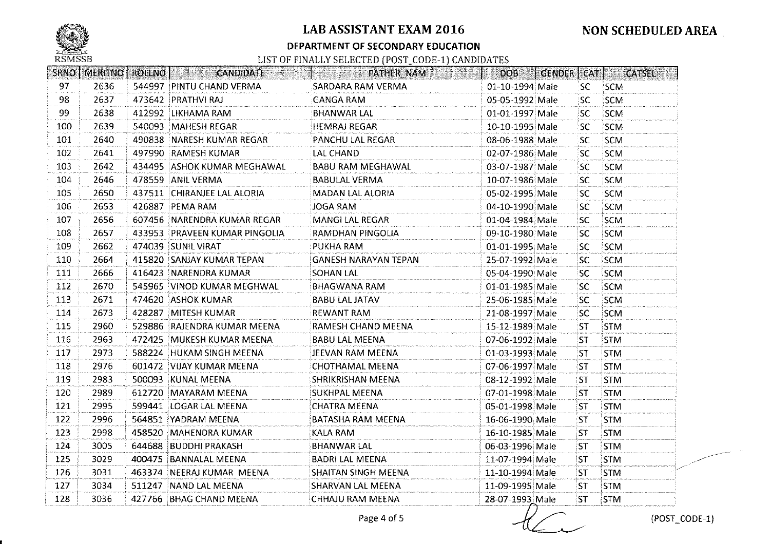# LAB ASSISTANT EXAM 2016

**NON SCHEDULED AREA**

RSMSSB

## DEPARTMENT OF SECONDARY EDUCATION

LIST OF FINALLY SELECTED (POST_CODE-1) CANDIDATES

| SRNO | MERITNO | ROLLNO | CANDIDATE | FATHER_NAM | DOB | GENDER | CAT | CATSEL |
|---|---|---|---|---|---|---|---|---|
| 97 | 2636 | 544997 | PINTU CHAND VERMA | SARDARA RAM VERMA | 01-10-1994 | Male | SC | SCM |
| 98 | 2637 | 473642 | PRATHVI RAJ | GANGA RAM | 05-05-1992 | Male | SC | SCM |
| 99 | 2638 | 412992 | LIKHAMA RAM | BHANWAR LAL | 01-01-1997 | Male | SC | SCM |
| 100 | 2639 | 540093 | MAHESH REGAR | HEMRAJ REGAR | 10-10-1995 | Male | SC | SCM |
| 101 | 2640 | 490838 | NARESH KUMAR REGAR | PANCHU LAL REGAR | 08-06-1988 | Male | SC | SCM |
| 102 | 2641 | 497990 | RAMESH KUMAR | LAL CHAND | 02-07-1986 | Male | SC | SCM |
| 103 | 2642 | 434495 | ASHOK KUMAR MEGHAWAL | BABU RAM MEGHAWAL | 03-07-1987 | Male | SC | SCM |
| 104 | 2646 | 478559 | ANIL VERMA | BABULAL VERMA | 10-07-1986 | Male | SC | SCM |
| 105 | 2650 | 437511 | CHIRANJEE LAL ALORIA | MADAN LAL ALORIA | 05-02-1995 | Male | SC | SCM |
| 106 | 2653 | 426887 | PEMA RAM | JOGA RAM | 04-10-1990 | Male | SC | SCM |
| 107 | 2656 | 607456 | NARENDRA KUMAR REGAR | MANGI LAL REGAR | 01-04-1984 | Male | SC | SCM |
| 108 | 2657 | 433953 | PRAVEEN KUMAR PINGOLIA | RAMDHAN PINGOLIA | 09-10-1980 | Male | SC | SCM |
| 109 | 2662 | 474039 | SUNIL VIRAT | PUKHA RAM | 01-01-1995 | Male | SC | SCM |
| 110 | 2664 | 415820 | SANJAY KUMAR TEPAN | GANESH NARAYAN TEPAN | 25-07-1992 | Male | SC | SCM |
| 111 | 2666 | 416423 | NARENDRA KUMAR | SOHAN LAL | 05-04-1990 | Male | SC | SCM |
| 112 | 2670 | 545965 | VINOD KUMAR MEGHWAL | BHAGWANA RAM | 01-01-1985 | Male | SC | SCM |
| 113 | 2671 | 474620 | ASHOK KUMAR | BABU LAL JATAV | 25-06-1985 | Male | SC | SCM |
| 114 | 2673 | 428287 | MITESH KUMAR | REWANT RAM | 21-08-1997 | Male | SC | SCM |
| 115 | 2960 | 529886 | RAJENDRA KUMAR MEENA | RAMESH CHAND MEENA | 15-12-1989 | Male | ST | STM |
| 116 | 2963 | 472425 | MUKESH KUMAR MEENA | BABU LAL MEENA | 07-06-1992 | Male | ST | STM |
| 117 | 2973 | 588224 | HUKAM SINGH MEENA | JEEVAN RAM MEENA | 01-03-1993 | Male | ST | STM |
| 118 | 2976 | 601472 | VIJAY KUMAR MEENA | CHOTHAMAL MEENA | 07-06-1997 | Male | ST | STM |
| 119 | 2983 | 500093 | KUNAL MEENA | SHRIKRISHAN MEENA | 08-12-1992 | Male | ST | STM |
| 120 | 2989 | 612720 | MAYARAM MEENA | SUKHPAL MEENA | 07-01-1998 | Male | ST | STM |
| 121 | 2995 | 599441 | LOGAR LAL MEENA | CHATRA MEENA | 05-01-1998 | Male | ST | STM |
| 122 | 2996 | 564851 | YADRAM MEENA | BATASHA RAM MEENA | 16-06-1990 | Male | ST | STM |
| 123 | 2998 | 458520 | MAHENDRA KUMAR | KALA RAM | 16-10-1985 | Male | ST | STM |
| 124 | 3005 | 644688 | BUDDHI PRAKASH | BHANWAR LAL | 06-03-1996 | Male | ST | STM |
| 125 | 3029 | 400475 | BANNALAL MEENA | BADRI LAL MEENA | 11-07-1994 | Male | ST | STM |
| 126 | 3031 | 463374 | NEERAJ KUMAR MEENA | SHAITAN SINGH MEENA | 11-10-1994 | Male | ST | STM |
| 127 | 3034 | 511247 | NAND LAL MEENA | SHARVAN LAL MEENA | 11-09-1995 | Male | ST | STM |
| 128 | 3036 | 427766 | BHAG CHAND MEENA | CHHAJU RAM MEENA | 28-07-1993 | Male | ST | STM |

(POST_CODE-1)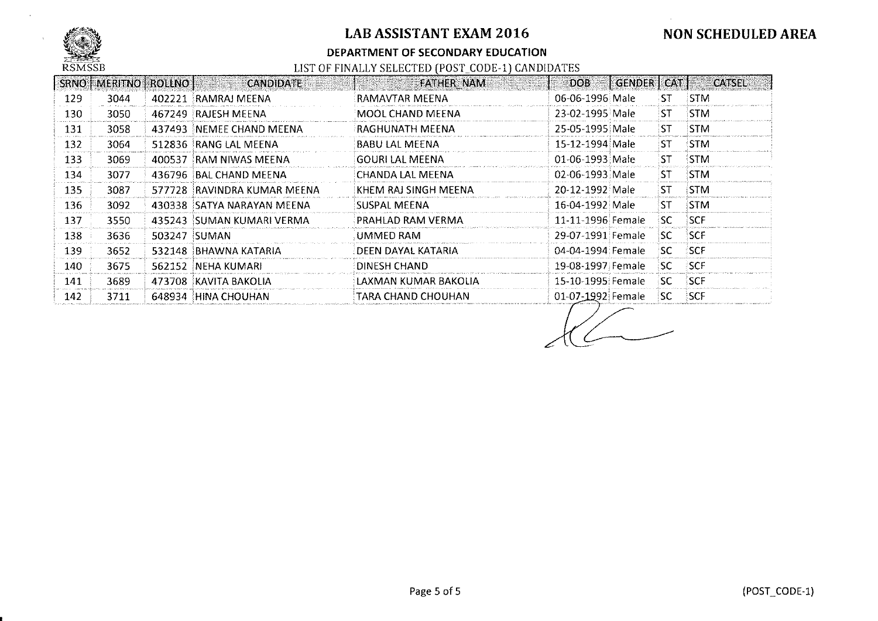# LAB ASSISTANT EXAM 2016

**NON SCHEDULED AREA**

RSMSSB

**DEPARTMENT OF SECONDARY EDUCATION**

LIST OF FINALLY SELECTED (POST_CODE-1) CANDIDATES

| SRNO | MERITNO | ROLLNO | CANDIDATE | FATHER_NAM | DOB | GENDER | CAT | CATSEL |
|---|---|---|---|---|---|---|---|---|
| 129 | 3044 | 402221 | RAMRAJ MEENA | RAMAVTAR MEENA | 06-06-1996 | Male | ST | STM |
| 130 | 3050 | 467249 | RAJESH MEENA | MOOL CHAND MEENA | 23-02-1995 | Male | ST | STM |
| 131 | 3058 | 437493 | NEMEE CHAND MEENA | RAGHUNATH MEENA | 25-05-1995 | Male | ST | STM |
| 132 | 3064 | 512836 | RANG LAL MEENA | BABU LAL MEENA | 15-12-1994 | Male | ST | STM |
| 133 | 3069 | 400537 | RAM NIWAS MEENA | GOURI LAL MEENA | 01-06-1993 | Male | ST | STM |
| 134 | 3077 | 436796 | BAL CHAND MEENA | CHANDA LAL MEENA | 02-06-1993 | Male | ST | STM |
| 135 | 3087 | 577728 | RAVINDRA KUMAR MEENA | KHEM RAJ SINGH MEENA | 20-12-1992 | Male | ST | STM |
| 136 | 3092 | 430338 | SATYA NARAYAN MEENA | SUSPAL MEENA | 16-04-1992 | Male | ST | STM |
| 137 | 3550 | 435243 | SUMAN KUMARI VERMA | PRAHLAD RAM VERMA | 11-11-1996 | Female | SC | SCF |
| 138 | 3636 | 503247 | SUMAN | UMMED RAM | 29-07-1991 | Female | SC | SCF |
| 139 | 3652 | 532148 | BHAWNA KATARIA | DEEN DAYAL KATARIA | 04-04-1994 | Female | SC | SCF |
| 140 | 3675 | 562152 | NEHA KUMARI | DINESH CHAND | 19-08-1997 | Female | SC | SCF |
| 141 | 3689 | 473708 | KAVITA BAKOLIA | LAXMAN KUMAR BAKOLIA | 15-10-1995 | Female | SC | SCF |
| 142 | 3711 | 648934 | HINA CHOUHAN | TARA CHAND CHOUHAN | 01-07-1992 | Female | SC | SCF |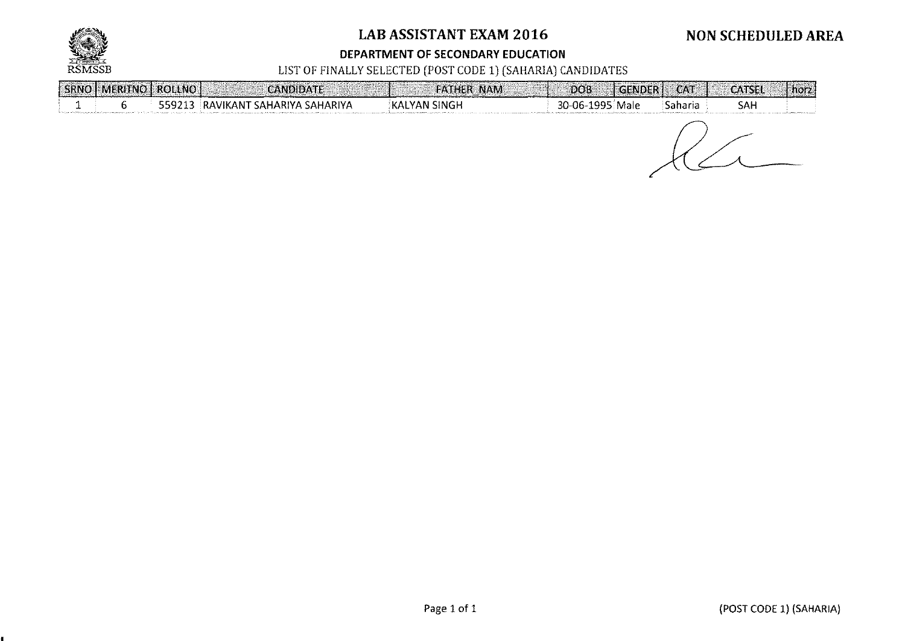# LAB ASSISTANT EXAM 2016

**NON SCHEDULED AREA**

**DEPARTMENT OF SECONDARY EDUCATION**

RSMSSB

LIST OF FINALLY SELECTED (POST CODE 1) (SAHARIA) CANDIDATES

| SRNO | MERITNO | ROLLNO | CANDIDATE | FATHER_NAM | DOB | GENDER | CAT | CATSEL | horz |
|---|---|---|---|---|---|---|---|---|---|
| 1 | 6 | 559213 | RAVIKANT SAHARIYA SAHARIYA | KALYAN SINGH | 30-06-1995 | Male | Saharia | SAH | |

(POST CODE 1) (SAHARIA)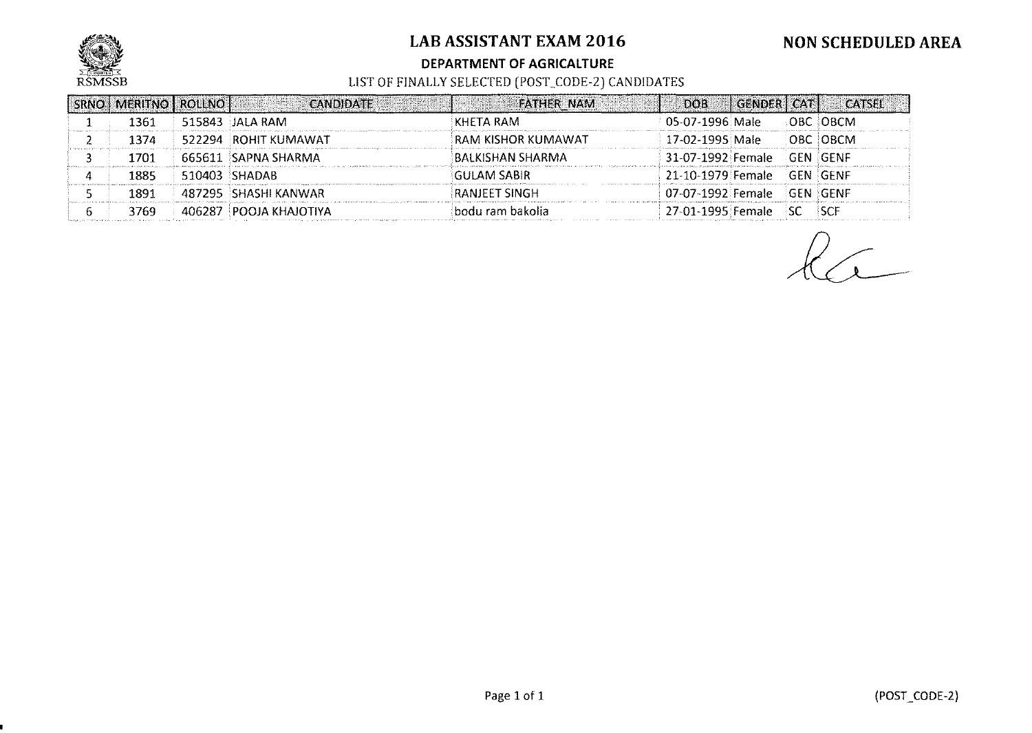RSMSSB

# LAB ASSISTANT EXAM 2016

## NON SCHEDULED AREA

### DEPARTMENT OF AGRICALTURE

LIST OF FINALLY SELECTED (POST_CODE-2) CANDIDATES

| SRNO | MERITNO | ROLLNO | CANDIDATE | FATHER_NAM | DOB | GENDER | CAT | CATSEL |
|---|---|---|---|---|---|---|---|---|
| 1 | 1361 | 515843 | JALA RAM | KHETA RAM | 05-07-1996 | Male | OBC | OBCM |
| 2 | 1374 | 522294 | ROHIT KUMAWAT | RAM KISHOR KUMAWAT | 17-02-1995 | Male | OBC | OBCM |
| 3 | 1701 | 665611 | SAPNA SHARMA | BALKISHAN SHARMA | 31-07-1992 | Female | GEN | GENF |
| 4 | 1885 | 510403 | SHADAB | GULAM SABIR | 21-10-1979 | Female | GEN | GENF |
| 5 | 1891 | 487295 | SHASHI KANWAR | RANJEET SINGH | 07-07-1992 | Female | GEN | GENF |
| 6 | 3769 | 406287 | POOJA KHAJOTIYA | bodu ram bakolia | 27-01-1995 | Female | SC | SCF |

(POST_CODE-2)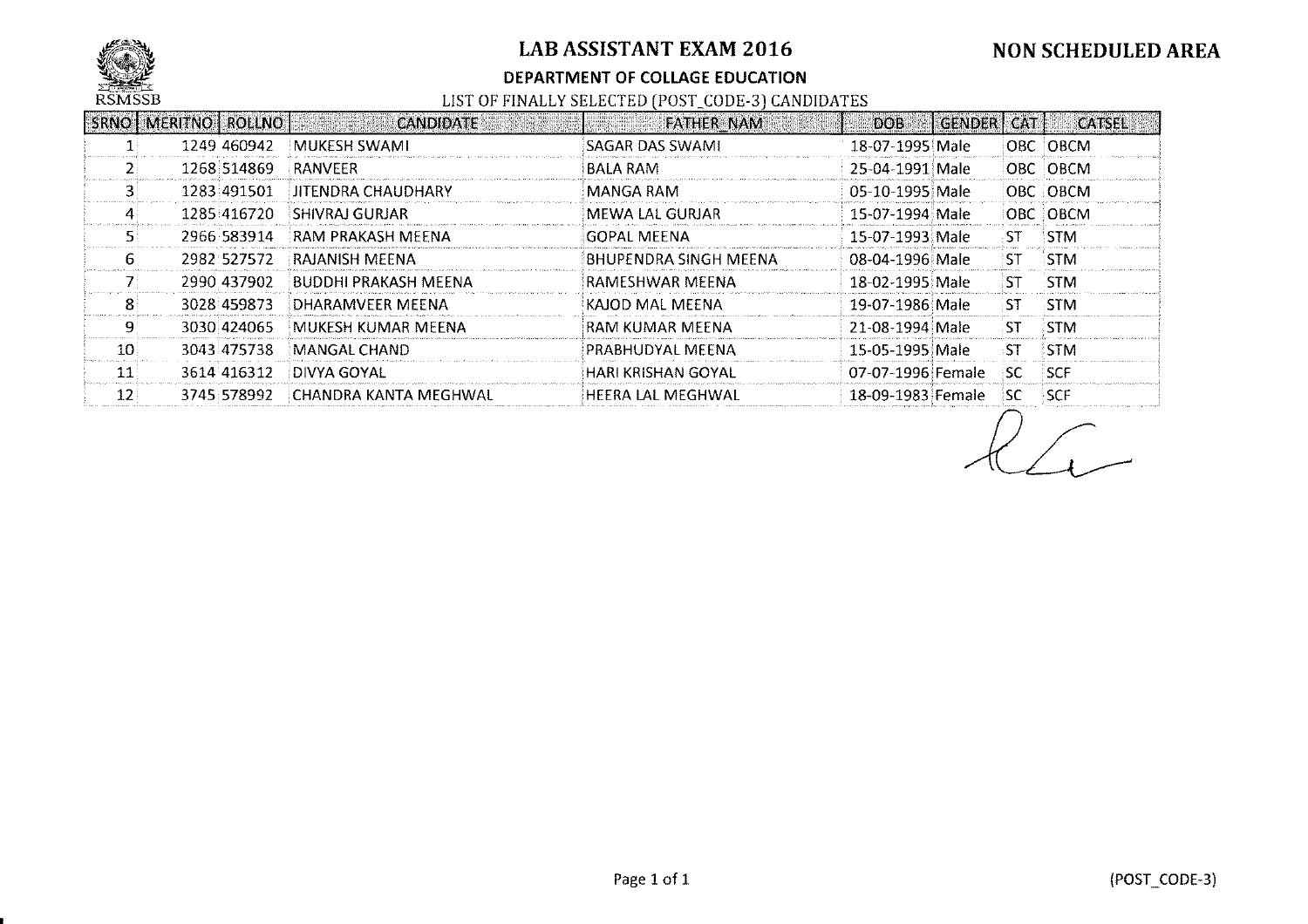RSMSSB

# LAB ASSISTANT EXAM 2016

**NON SCHEDULED AREA**

## DEPARTMENT OF COLLAGE EDUCATION

LIST OF FINALLY SELECTED (POST_CODE-3) CANDIDATES

| SRNO | MERITNO | ROLLNO | CANDIDATE | FATHER_NAM | DOB | GENDER | CAT | CATSEL |
|---|---|---|---|---|---|---|---|---|
| 1 | 1249 | 460942 | MUKESH SWAMI | SAGAR DAS SWAMI | 18-07-1995 | Male | OBC | OBCM |
| 2 | 1268 | 514869 | RANVEER | BALA RAM | 25-04-1991 | Male | OBC | OBCM |
| 3 | 1283 | 491501 | JITENDRA CHAUDHARY | MANGA RAM | 05-10-1995 | Male | OBC | OBCM |
| 4 | 1285 | 416720 | SHIVRAJ GURJAR | MEWA LAL GURJAR | 15-07-1994 | Male | OBC | OBCM |
| 5 | 2966 | 583914 | RAM PRAKASH MEENA | GOPAL MEENA | 15-07-1993 | Male | ST | STM |
| 6 | 2982 | 527572 | RAJANISH MEENA | BHUPENDRA SINGH MEENA | 08-04-1996 | Male | ST | STM |
| 7 | 2990 | 437902 | BUDDHI PRAKASH MEENA | RAMESHWAR MEENA | 18-02-1995 | Male | ST | STM |
| 8 | 3028 | 459873 | DHARAMVEER MEENA | KAJOD MAL MEENA | 19-07-1986 | Male | ST | STM |
| 9 | 3030 | 424065 | MUKESH KUMAR MEENA | RAM KUMAR MEENA | 21-08-1994 | Male | ST | STM |
| 10 | 3043 | 475738 | MANGAL CHAND | PRABHUDYAL MEENA | 15-05-1995 | Male | ST | STM |
| 11 | 3614 | 416312 | DIVYA GOYAL | HARI KRISHAN GOYAL | 07-07-1996 | Female | SC | SCF |
| 12 | 3745 | 578992 | CHANDRA KANTA MEGHWAL | HEERA LAL MEGHWAL | 18-09-1983 | Female | SC | SCF |

(POST_CODE-3)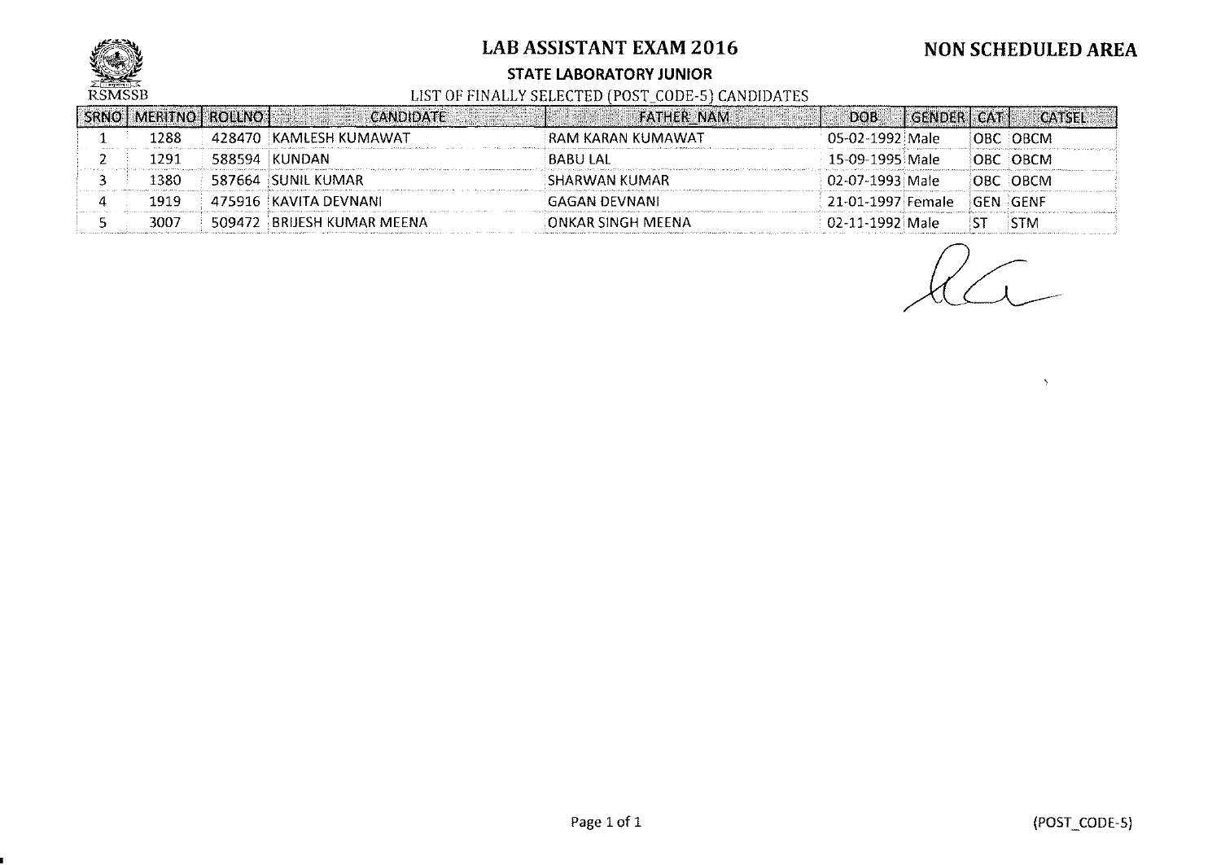# LAB ASSISTANT EXAM 2016

## NON SCHEDULED AREA

### STATE LABORATORY JUNIOR

RSMSSB

LIST OF FINALLY SELECTED (POST_CODE-5) CANDIDATES

| SRNO | MERITNO | ROLLNO | CANDIDATE | FATHER_NAM | DOB | GENDER | CAT | CATSEL |
|---|---|---|---|---|---|---|---|---|
| 1 | 1288 | 428470 | KAMLESH KUMAWAT | RAM KARAN KUMAWAT | 05-02-1992 | Male | OBC | OBCM |
| 2 | 1291 | 588594 | KUNDAN | BABU LAL | 15-09-1995 | Male | OBC | OBCM |
| 3 | 1380 | 587664 | SUNIL KUMAR | SHARWAN KUMAR | 02-07-1993 | Male | OBC | OBCM |
| 4 | 1919 | 475916 | KAVITA DEVNANI | GAGAN DEVNANI | 21-01-1997 | Female | GEN | GENF |
| 5 | 3007 | 509472 | BRIJESH KUMAR MEENA | ONKAR SINGH MEENA | 02-11-1992 | Male | ST | STM |

(POST_CODE-5)